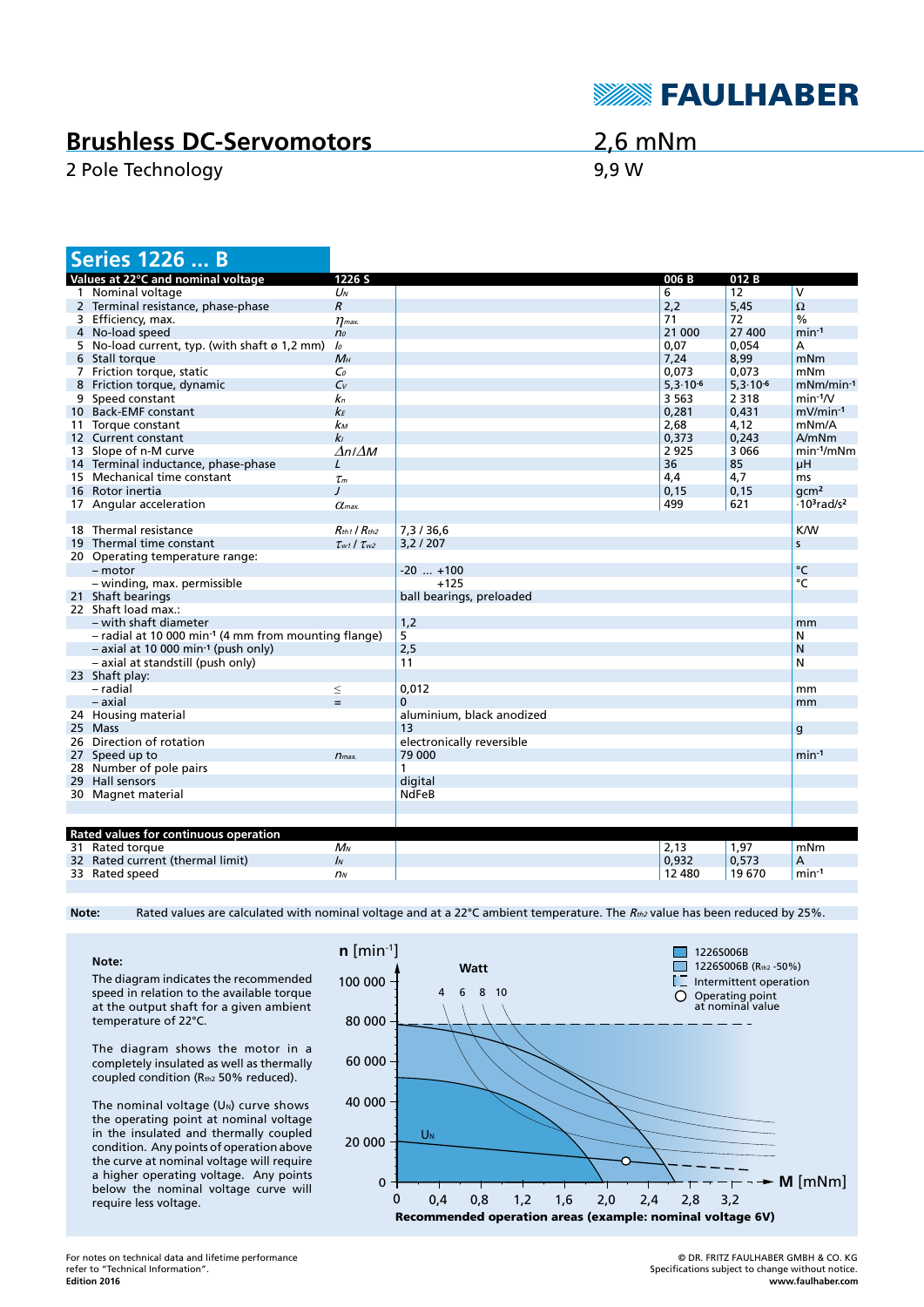# Brushless DC-Servomotors

2 Pole Technology

2,6 mNm

9,9 W

## Series 1226 ... B

| Values at 22°C and nominal voltage | | 1226 S | | 006 B | 012 B | |
|---|---|---|---|---|---|---|
| 1 | Nominal voltage | $U_N$ | | 6 | 12 | V |
| 2 | Terminal resistance, phase-phase | $R$ | | 2,2 | 5,45 | Ω |
| 3 | Efficiency, max. | $\eta_{max.}$ | | 71 | 72 | % |
| 4 | No-load speed | $n_0$ | | 21 000 | 27 400 | min⁻¹ |
| 5 | No-load current, typ. (with shaft ø 1,2 mm) | $I_0$ | | 0,07 | 0,054 | A |
| 6 | Stall torque | $M_H$ | | 7,24 | 8,99 | mNm |
| 7 | Friction torque, static | $C_0$ | | 0,073 | 0,073 | mNm |
| 8 | Friction torque, dynamic | $C_v$ | | $5,3 \cdot 10^{-6}$ | $5,3 \cdot 10^{-6}$ | mNm/min⁻¹ |
| 9 | Speed constant | $k_n$ | | 3 563 | 2 318 | min⁻¹/V |
| 10 | Back-EMF constant | $k_E$ | | 0,281 | 0,431 | mV/min⁻¹ |
| 11 | Torque constant | $k_M$ | | 2,68 | 4,12 | mNm/A |
| 12 | Current constant | $k_I$ | | 0,373 | 0,243 | A/mNm |
| 13 | Slope of n-M curve | $\Delta n/\Delta M$ | | 2 925 | 3 066 | min⁻¹/mNm |
| 14 | Terminal inductance, phase-phase | $L$ | | 36 | 85 | µH |
| 15 | Mechanical time constant | $\tau_m$ | | 4,4 | 4,7 | ms |
| 16 | Rotor inertia | $J$ | | 0,15 | 0,15 | gcm² |
| 17 | Angular acceleration | $\alpha_{max.}$ | | 499 | 621 | ·10³rad/s² |
| | | | | | | |
| 18 | Thermal resistance | $R_{th1}$ / $R_{th2}$ | 7,3 / 36,6 | | | K/W |
| 19 | Thermal time constant | $\tau_{w1}$ / $\tau_{w2}$ | 3,2 / 207 | | | s |
| 20 | Operating temperature range: | | | | | |
| | – motor | | -20 ... +100 | | | °C |
| | – winding, max. permissible | | +125 | | | °C |
| 21 | Shaft bearings | | ball bearings, preloaded | | | |
| 22 | Shaft load max.: | | | | | |
| | – with shaft diameter | | 1,2 | | | mm |
| | – radial at 10 000 min⁻¹ (4 mm from mounting flange) | | 5 | | | N |
| | – axial at 10 000 min⁻¹ (push only) | | 2,5 | | | N |
| | – axial at standstill (push only) | | 11 | | | N |
| 23 | Shaft play: | | | | | |
| | – radial | ≤ | 0,012 | | | mm |
| | – axial | = | 0 | | | mm |
| 24 | Housing material | | aluminium, black anodized | | | |
| 25 | Mass | | 13 | | | g |
| 26 | Direction of rotation | | electronically reversible | | | |
| 27 | Speed up to | $n_{max.}$ | 79 000 | | | min⁻¹ |
| 28 | Number of pole pairs | | 1 | | | |
| 29 | Hall sensors | | digital | | | |
| 30 | Magnet material | | NdFeB | | | |
| **Rated values for continuous operation** | | | | | | |
| 31 | Rated torque | $M_N$ | | 2,13 | 1,97 | mNm |
| 32 | Rated current (thermal limit) | $I_N$ | | 0,932 | 0,573 | A |
| 33 | Rated speed | $n_N$ | | 12 480 | 19 670 | min⁻¹ |

**Note:** Rated values are calculated with nominal voltage and at a 22°C ambient temperature. The $R_{th2}$ value has been reduced by 25%.

**Note:**

The diagram indicates the recommended speed in relation to the available torque at the output shaft for a given ambient temperature of 22°C.

The diagram shows the motor in a completely insulated as well as thermally coupled condition ($R_{th2}$ 50% reduced).

The nominal voltage ($U_N$) curve shows the operating point at nominal voltage in the insulated and thermally coupled condition. Any points of operation above the curve at nominal voltage will require a higher operating voltage. Any points below the nominal voltage curve will require less voltage.

n [min⁻¹] — Watt: 4, 6, 8, 10 — M [mNm]

Legend: 1226S006B; 1226S006B ($R_{th2}$ -50%); Intermittent operation; Operating point at nominal value

**Recommended operation areas (example: nominal voltage 6V)**

For notes on technical data and lifetime performance refer to "Technical Information".
**Edition 2016**

© DR. FRITZ FAULHABER GMBH & CO. KG
Specifications subject to change without notice.
**www.faulhaber.com**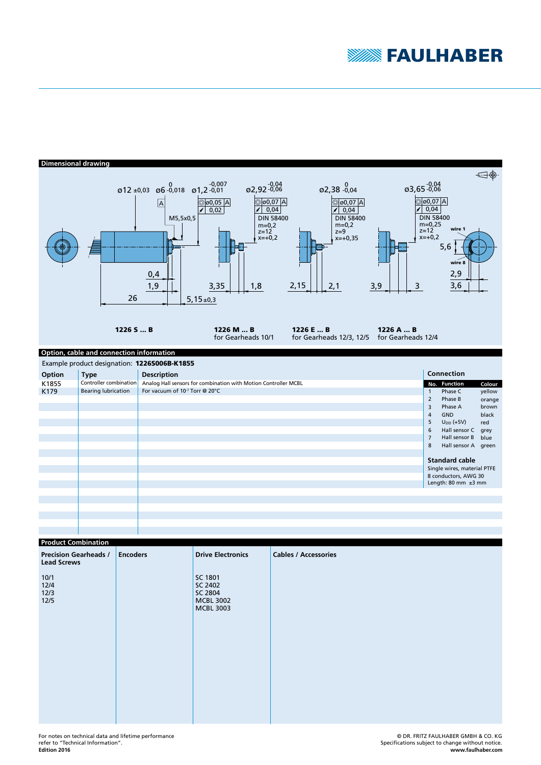## Dimensional drawing

ø12 ±0,03
ø6 0 -0,018
ø1,2 -0,007 -0,01
ø2,92 -0,04 -0,06
ø2,38 0 -0,04
ø3,65 -0,04 -0,06

A
M5,5x0,5
ø0,05 A
0,02
ø0,07 A
0,04
DIN 58400
m=0,2
z=12
x=+0,2
ø0,07 A
0,04
DIN 58400
m=0,2
z=9
x=+0,35
ø0,07 A
0,04
DIN 58400
m=0,25
z=12
x=+0,2
wire 1
5,6
wire 8
2,9
3,6
0,4
1,9
26
5,15±0,3
3,35
1,8
2,15
2,1
3,9
3

**1226 S ... B**

**1226 M ... B**
for Gearheads 10/1

**1226 E ... B**
for Gearheads 12/3, 12/5

**1226 A ... B**
for Gearheads 12/4

## Option, cable and connection information

Example product designation: **1226S006B-K1855**

| Option | Type | Description |
|---|---|---|
| K1855 | Controller combination | Analog Hall sensors for combination with Motion Controller MCBL |
| K179 | Bearing lubrication | For vacuum of $10^{-7}$ Torr @ 20°C |

**Connection**

| No. | Function | Colour |
|---|---|---|
| 1 | Phase C | yellow |
| 2 | Phase B | orange |
| 3 | Phase A | brown |
| 4 | GND | black |
| 5 | $U_{DD}$ (+5V) | red |
| 6 | Hall sensor C | grey |
| 7 | Hall sensor B | blue |
| 8 | Hall sensor A | green |

**Standard cable**

Single wires, material PTFE
8 conductors, AWG 30
Length: 80 mm ±3 mm

## Product Combination

| Precision Gearheads / Lead Screws | Encoders | Drive Electronics | Cables / Accessories |
|---|---|---|---|
| 10/1<br>12/4<br>12/3<br>12/5 | | SC 1801<br>SC 2402<br>SC 2804<br>MCBL 3002<br>MCBL 3003 | |

For notes on technical data and lifetime performance refer to "Technical Information".
**Edition 2016**

© DR. FRITZ FAULHABER GMBH & CO. KG
Specifications subject to change without notice.
**www.faulhaber.com**